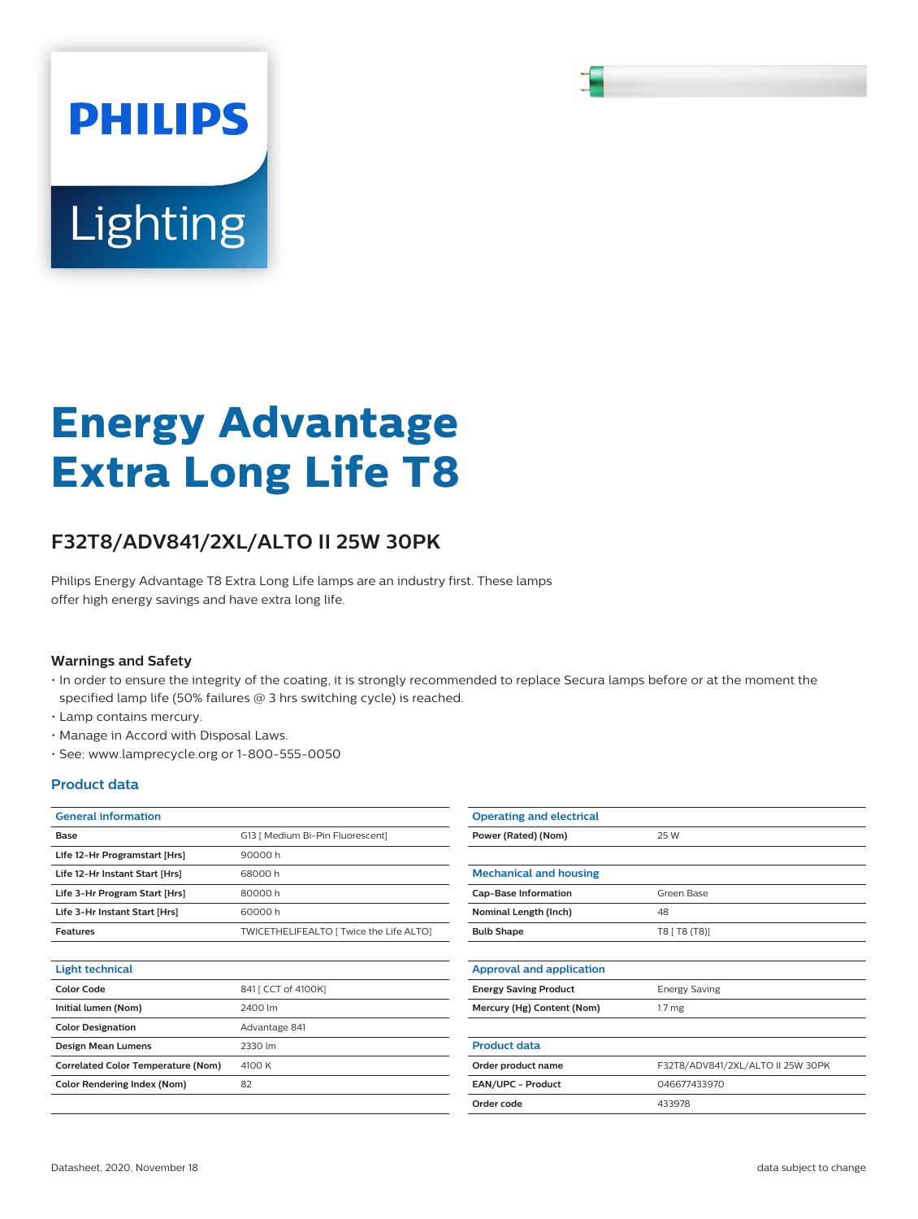# Energy Advantage Extra Long Life T8

## F32T8/ADV841/2XL/ALTO II 25W 30PK

Philips Energy Advantage T8 Extra Long Life lamps are an industry first. These lamps offer high energy savings and have extra long life.

### Warnings and Safety

- In order to ensure the integrity of the coating, it is strongly recommended to replace Secura lamps before or at the moment the specified lamp life (50% failures @ 3 hrs switching cycle) is reached.
- Lamp contains mercury.
- Manage in Accord with Disposal Laws.
- See: www.lamprecycle.org or 1-800-555-0050

### Product data

| General information | |
|---|---|
| **Base** | G13 [ Medium Bi-Pin Fluorescent] |
| **Life 12-Hr Programstart [Hrs]** | 90000 h |
| **Life 12-Hr Instant Start [Hrs]** | 68000 h |
| **Life 3-Hr Program Start [Hrs]** | 80000 h |
| **Life 3-Hr Instant Start [Hrs]** | 60000 h |
| **Features** | TWICETHELIFEALTO [ Twice the Life ALTO] |

| Light technical | |
|---|---|
| **Color Code** | 841 [ CCT of 4100K] |
| **Initial lumen (Nom)** | 2400 lm |
| **Color Designation** | Advantage 841 |
| **Design Mean Lumens** | 2330 lm |
| **Correlated Color Temperature (Nom)** | 4100 K |
| **Color Rendering Index (Nom)** | 82 |

| Operating and electrical | |
|---|---|
| **Power (Rated) (Nom)** | 25 W |

| Mechanical and housing | |
|---|---|
| **Cap-Base Information** | Green Base |
| **Nominal Length (Inch)** | 48 |
| **Bulb Shape** | T8 [ T8 (T8)] |

| Approval and application | |
|---|---|
| **Energy Saving Product** | Energy Saving |
| **Mercury (Hg) Content (Nom)** | 1.7 mg |

| Product data | |
|---|---|
| **Order product name** | F32T8/ADV841/2XL/ALTO II 25W 30PK |
| **EAN/UPC - Product** | 046677433970 |
| **Order code** | 433978 |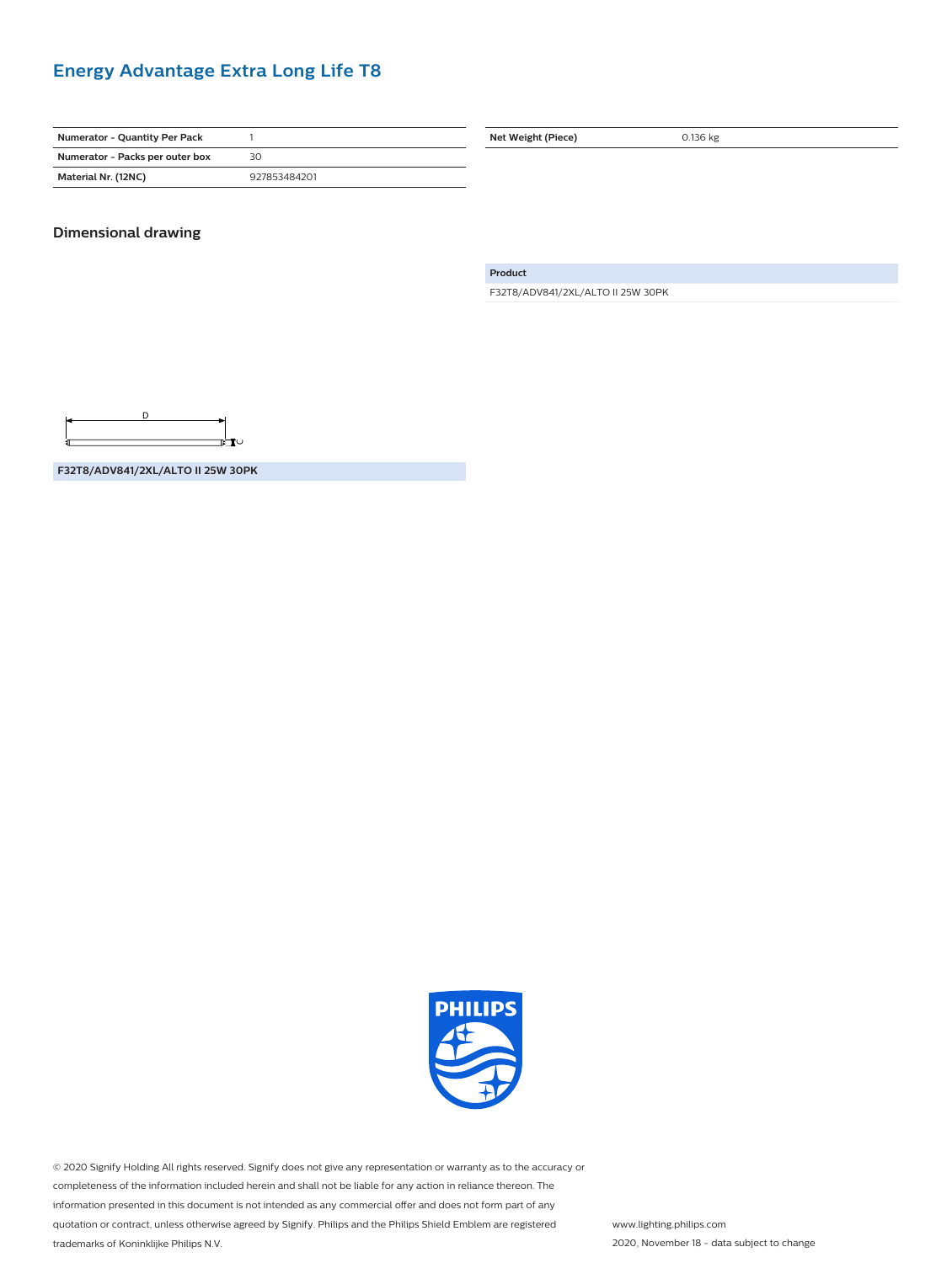## Energy Advantage Extra Long Life T8

| | |
|---|---|
| **Numerator - Quantity Per Pack** | 1 |
| **Numerator - Packs per outer box** | 30 |
| **Material Nr. (12NC)** | 927853484201 |
| **Net Weight (Piece)** | 0.136 kg |

### Dimensional drawing

| Product |
|---|
| F32T8/ADV841/2XL/ALTO II 25W 30PK |

D

**F32T8/ADV841/2XL/ALTO II 25W 30PK**

© 2020 Signify Holding All rights reserved. Signify does not give any representation or warranty as to the accuracy or completeness of the information included herein and shall not be liable for any action in reliance thereon. The information presented in this document is not intended as any commercial offer and does not form part of any quotation or contract, unless otherwise agreed by Signify. Philips and the Philips Shield Emblem are registered trademarks of Koninklijke Philips N.V.

www.lighting.philips.com

2020, November 18 - data subject to change